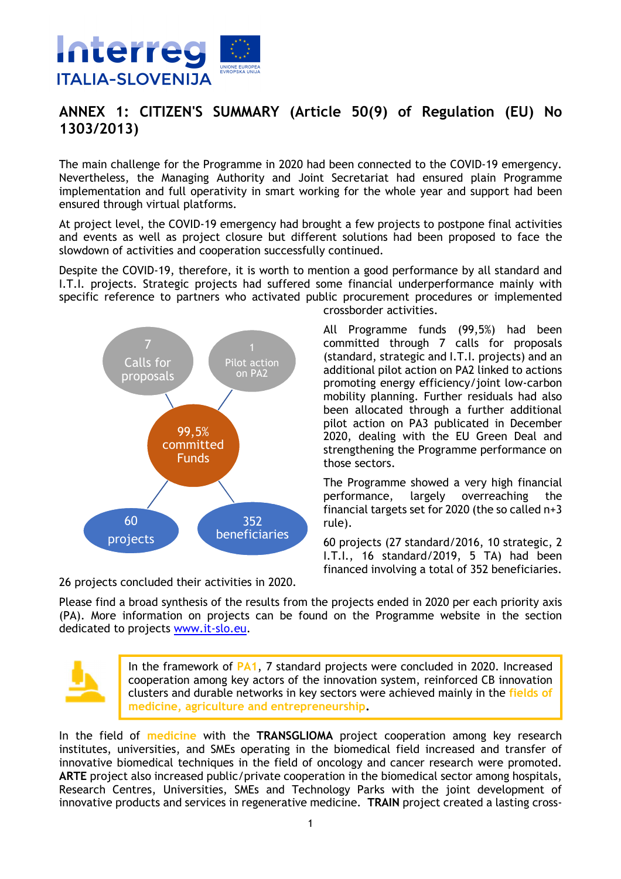# ANNEX 1: CITIZEN'S SUMMARY (Article 50(9) of Regulation (EU) No 1303/2013)

The main challenge for the Programme in 2020 had been connected to the COVID-19 emergency. Nevertheless, the Managing Authority and Joint Secretariat had ensured plain Programme implementation and full operativity in smart working for the whole year and support had been ensured through virtual platforms.

At project level, the COVID-19 emergency had brought a few projects to postpone final activities and events as well as project closure but different solutions had been proposed to face the slowdown of activities and cooperation successfully continued.

Despite the COVID-19, therefore, it is worth to mention a good performance by all standard and I.T.I. projects. Strategic projects had suffered some financial underperformance mainly with specific reference to partners who activated public procurement procedures or implemented crossborder activities.

7 Calls for proposals

1 Pilot action on PA2

99,5% committed Funds

60 projects

352 beneficiaries

All Programme funds (99,5%) had been committed through 7 calls for proposals (standard, strategic and I.T.I. projects) and an additional pilot action on PA2 linked to actions promoting energy efficiency/joint low-carbon mobility planning. Further residuals had also been allocated through a further additional pilot action on PA3 published in December 2020, dealing with the EU Green Deal and strengthening the Programme performance on those sectors.

The Programme showed a very high financial performance, largely overreaching the financial targets set for 2020 (the so called n+3 rule).

60 projects (27 standard/2016, 10 strategic, 2 I.T.I., 16 standard/2019, 5 TA) had been financed involving a total of 352 beneficiaries.

26 projects concluded their activities in 2020.

Please find a broad synthesis of the results from the projects ended in 2020 per each priority axis (PA). More information on projects can be found on the Programme website in the section dedicated to projects www.it-slo.eu.

In the framework of PA1, 7 standard projects were concluded in 2020. Increased cooperation among key actors of the innovation system, reinforced CB innovation clusters and durable networks in key sectors were achieved mainly in the **fields of medicine, agriculture and entrepreneurship**.

In the field of medicine with the **TRANSGLIOMA** project cooperation among key research institutes, universities, and SMEs operating in the biomedical field increased and transfer of innovative biomedical techniques in the field of oncology and cancer research were promoted. **ARTE** project also increased public/private cooperation in the biomedical sector among hospitals, Research Centres, Universities, SMEs and Technology Parks with the joint development of innovative products and services in regenerative medicine. **TRAIN** project created a lasting cross-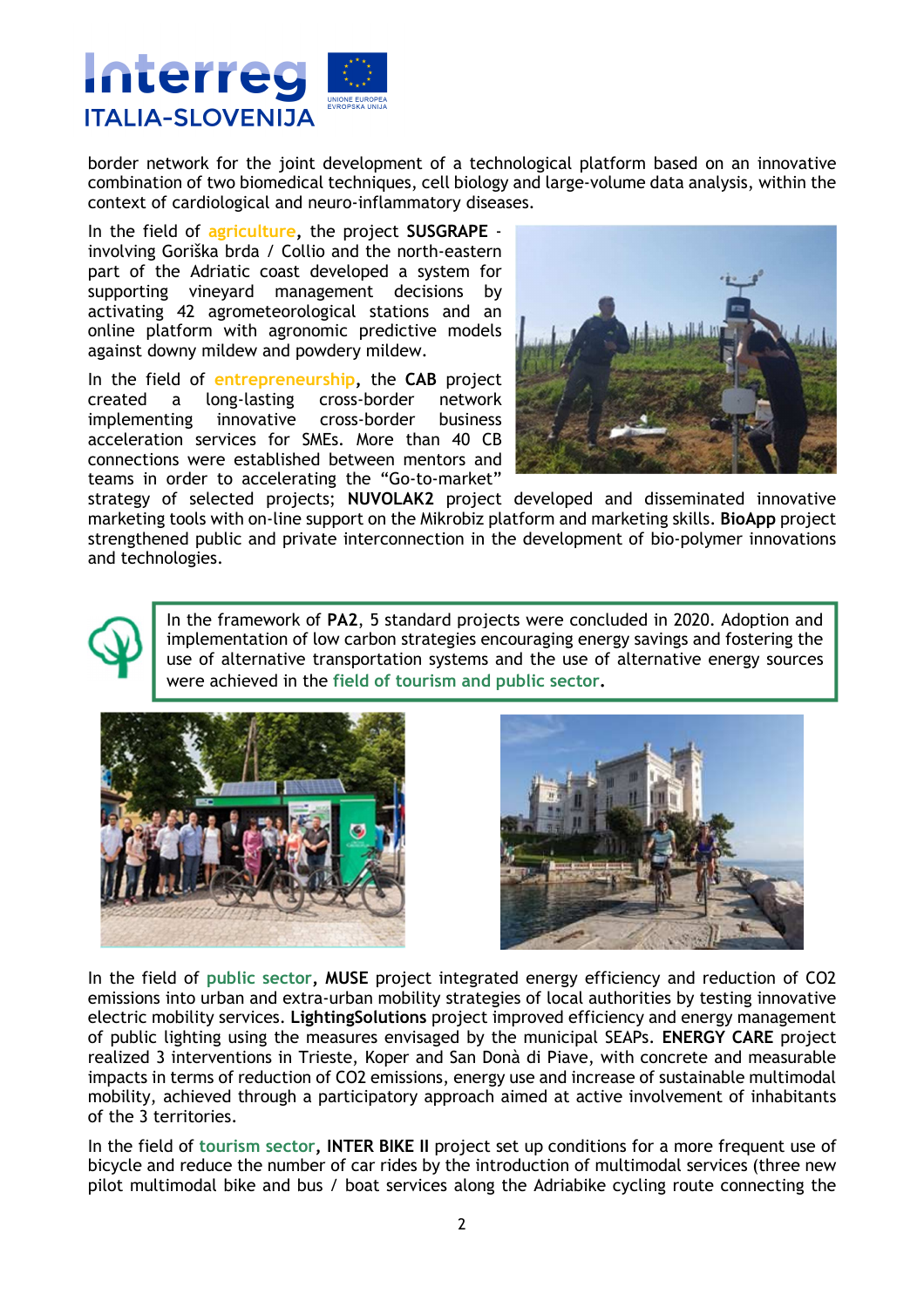border network for the joint development of a technological platform based on an innovative combination of two biomedical techniques, cell biology and large-volume data analysis, within the context of cardiological and neuro-inflammatory diseases.

In the field of **agriculture**, the project **SUSGRAPE** - involving Goriška brda / Collio and the north-eastern part of the Adriatic coast developed a system for supporting vineyard management decisions by activating 42 agrometeorological stations and an online platform with agronomic predictive models against downy mildew and powdery mildew.

In the field of **entrepreneurship**, the **CAB** project created a long-lasting cross-border network implementing innovative cross-border business acceleration services for SMEs. More than 40 CB connections were established between mentors and teams in order to accelerating the "Go-to-market" strategy of selected projects; **NUVOLAK2** project developed and disseminated innovative marketing tools with on-line support on the Mikrobiz platform and marketing skills. **BioApp** project strengthened public and private interconnection in the development of bio-polymer innovations and technologies.

In the framework of **PA2**, 5 standard projects were concluded in 2020. Adoption and implementation of low carbon strategies encouraging energy savings and fostering the use of alternative transportation systems and the use of alternative energy sources were achieved in the **field of tourism and public sector**.

In the field of **public sector**, **MUSE** project integrated energy efficiency and reduction of CO2 emissions into urban and extra-urban mobility strategies of local authorities by testing innovative electric mobility services. **LightingSolutions** project improved efficiency and energy management of public lighting using the measures envisaged by the municipal SEAPs. **ENERGY CARE** project realized 3 interventions in Trieste, Koper and San Donà di Piave, with concrete and measurable impacts in terms of reduction of CO2 emissions, energy use and increase of sustainable multimodal mobility, achieved through a participatory approach aimed at active involvement of inhabitants of the 3 territories.

In the field of **tourism sector**, **INTER BIKE II** project set up conditions for a more frequent use of bicycle and reduce the number of car rides by the introduction of multimodal services (three new pilot multimodal bike and bus / boat services along the Adriabike cycling route connecting the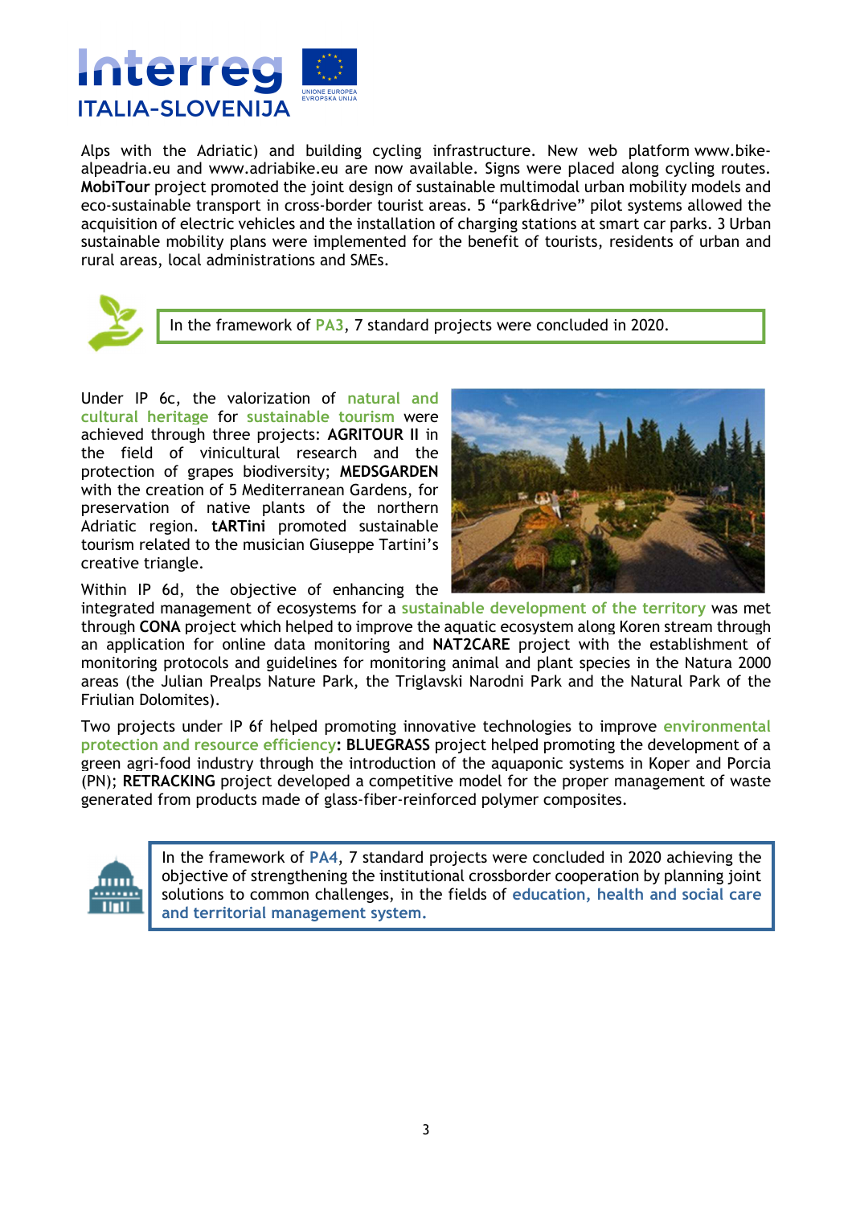Alps with the Adriatic) and building cycling infrastructure. New web platform www.bike-alpeadria.eu and www.adriabike.eu are now available. Signs were placed along cycling routes. **MobiTour** project promoted the joint design of sustainable multimodal urban mobility models and eco-sustainable transport in cross-border tourist areas. 5 "park&drive" pilot systems allowed the acquisition of electric vehicles and the installation of charging stations at smart car parks. 3 Urban sustainable mobility plans were implemented for the benefit of tourists, residents of urban and rural areas, local administrations and SMEs.

In the framework of PA3, 7 standard projects were concluded in 2020.

Under IP 6c, the valorization of natural and cultural heritage for sustainable tourism were achieved through three projects: **AGRITOUR II** in the field of vinicultural research and the protection of grapes biodiversity; **MEDSGARDEN** with the creation of 5 Mediterranean Gardens, for preservation of native plants of the northern Adriatic region. **tARTini** promoted sustainable tourism related to the musician Giuseppe Tartini's creative triangle.

Within IP 6d, the objective of enhancing the integrated management of ecosystems for a sustainable development of the territory was met through **CONA** project which helped to improve the aquatic ecosystem along Koren stream through an application for online data monitoring and **NAT2CARE** project with the establishment of monitoring protocols and guidelines for monitoring animal and plant species in the Natura 2000 areas (the Julian Prealps Nature Park, the Triglavski Narodni Park and the Natural Park of the Friulian Dolomites).

Two projects under IP 6f helped promoting innovative technologies to improve environmental protection and resource efficiency**:** **BLUEGRASS** project helped promoting the development of a green agri-food industry through the introduction of the aquaponic systems in Koper and Porcia (PN); **RETRACKING** project developed a competitive model for the proper management of waste generated from products made of glass-fiber-reinforced polymer composites.

In the framework of PA4, 7 standard projects were concluded in 2020 achieving the objective of strengthening the institutional crossborder cooperation by planning joint solutions to common challenges, in the fields of education, health and social care and territorial management system.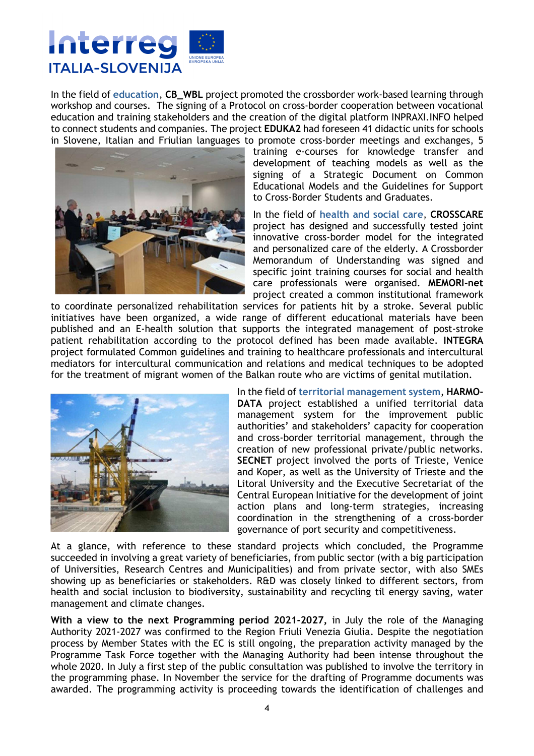In the field of **education**, **CB_WBL** project promoted the crossborder work-based learning through workshop and courses. The signing of a Protocol on cross-border cooperation between vocational education and training stakeholders and the creation of the digital platform INPRAXI.INFO helped to connect students and companies. The project **EDUKA2** had foreseen 41 didactic units for schools in Slovene, Italian and Friulian languages to promote cross-border meetings and exchanges, 5 training e-courses for knowledge transfer and development of teaching models as well as the signing of a Strategic Document on Common Educational Models and the Guidelines for Support to Cross-Border Students and Graduates.

In the field of **health and social care**, **CROSSCARE** project has designed and successfully tested joint innovative cross-border model for the integrated and personalized care of the elderly. A Crossborder Memorandum of Understanding was signed and specific joint training courses for social and health care professionals were organised. **MEMORI-net** project created a common institutional framework to coordinate personalized rehabilitation services for patients hit by a stroke. Several public initiatives have been organized, a wide range of different educational materials have been published and an E-health solution that supports the integrated management of post-stroke patient rehabilitation according to the protocol defined has been made available. **INTEGRA** project formulated Common guidelines and training to healthcare professionals and intercultural mediators for intercultural communication and relations and medical techniques to be adopted for the treatment of migrant women of the Balkan route who are victims of genital mutilation.

In the field of **territorial management system**, **HARMO-DATA** project established a unified territorial data management system for the improvement public authorities' and stakeholders' capacity for cooperation and cross-border territorial management, through the creation of new professional private/public networks. **SECNET** project involved the ports of Trieste, Venice and Koper, as well as the University of Trieste and the Litoral University and the Executive Secretariat of the Central European Initiative for the development of joint action plans and long-term strategies, increasing coordination in the strengthening of a cross-border governance of port security and competitiveness.

At a glance, with reference to these standard projects which concluded, the Programme succeeded in involving a great variety of beneficiaries, from public sector (with a big participation of Universities, Research Centres and Municipalities) and from private sector, with also SMEs showing up as beneficiaries or stakeholders. R&D was closely linked to different sectors, from health and social inclusion to biodiversity, sustainability and recycling til energy saving, water management and climate changes.

**With a view to the next Programming period 2021-2027,** in July the role of the Managing Authority 2021-2027 was confirmed to the Region Friuli Venezia Giulia. Despite the negotiation process by Member States with the EC is still ongoing, the preparation activity managed by the Programme Task Force together with the Managing Authority had been intense throughout the whole 2020. In July a first step of the public consultation was published to involve the territory in the programming phase. In November the service for the drafting of Programme documents was awarded. The programming activity is proceeding towards the identification of challenges and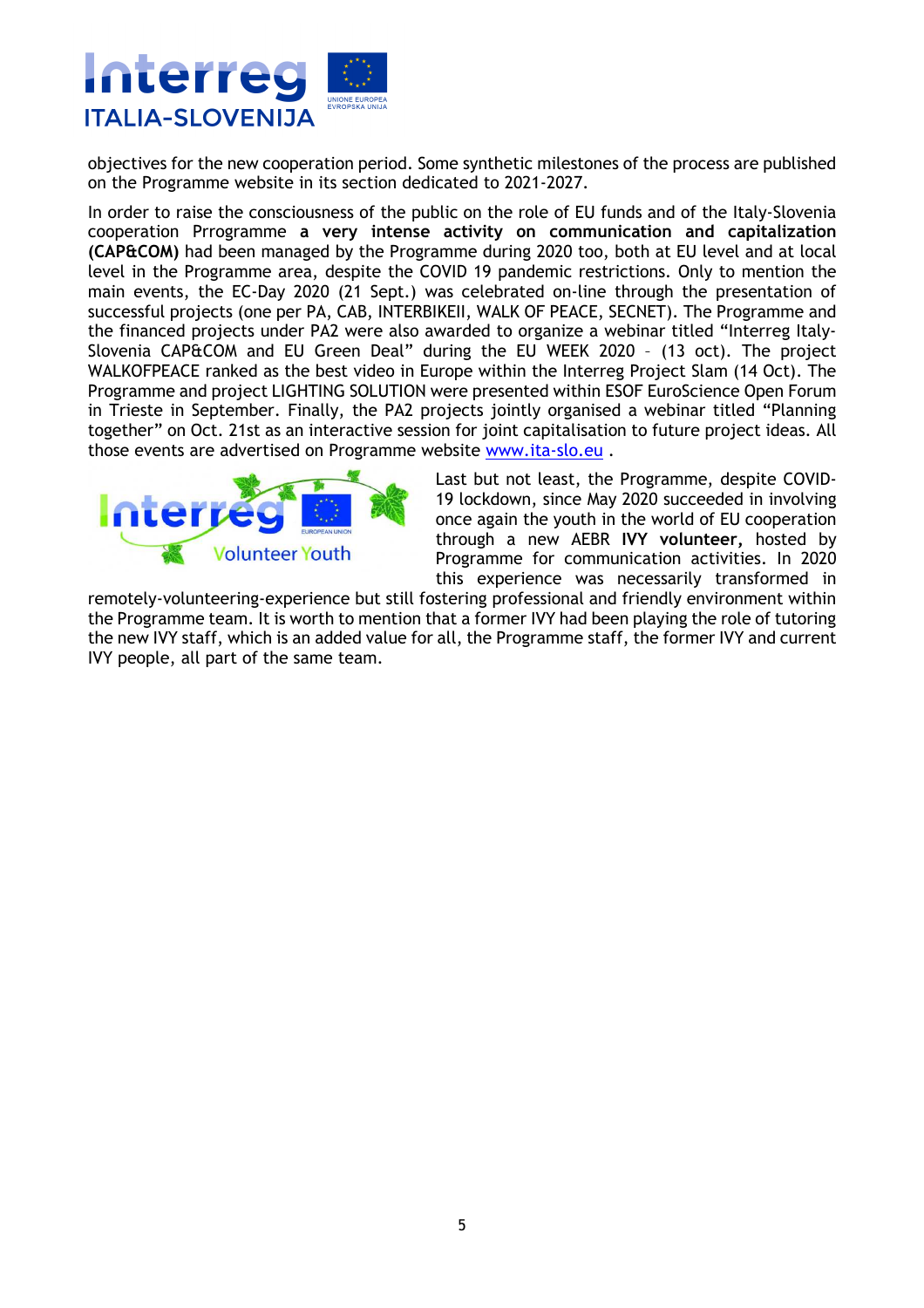objectives for the new cooperation period. Some synthetic milestones of the process are published on the Programme website in its section dedicated to 2021-2027.

In order to raise the consciousness of the public on the role of EU funds and of the Italy-Slovenia cooperation Prrogramme **a very intense activity on communication and capitalization (CAP&COM)** had been managed by the Programme during 2020 too, both at EU level and at local level in the Programme area, despite the COVID 19 pandemic restrictions. Only to mention the main events, the EC-Day 2020 (21 Sept.) was celebrated on-line through the presentation of successful projects (one per PA, CAB, INTERBIKEII, WALK OF PEACE, SECNET). The Programme and the financed projects under PA2 were also awarded to organize a webinar titled "Interreg Italy-Slovenia CAP&COM and EU Green Deal" during the EU WEEK 2020 – (13 oct). The project WALKOFPEACE ranked as the best video in Europe within the Interreg Project Slam (14 Oct). The Programme and project LIGHTING SOLUTION were presented within ESOF EuroScience Open Forum in Trieste in September. Finally, the PA2 projects jointly organised a webinar titled "Planning together" on Oct. 21st as an interactive session for joint capitalisation to future project ideas. All those events are advertised on Programme website [www.ita-slo.eu](www.ita-slo.eu) .

Last but not least, the Programme, despite COVID-19 lockdown, since May 2020 succeeded in involving once again the youth in the world of EU cooperation through a new AEBR **IVY volunteer,** hosted by Programme for communication activities. In 2020 this experience was necessarily transformed in remotely-volunteering-experience but still fostering professional and friendly environment within the Programme team. It is worth to mention that a former IVY had been playing the role of tutoring the new IVY staff, which is an added value for all, the Programme staff, the former IVY and current IVY people, all part of the same team.